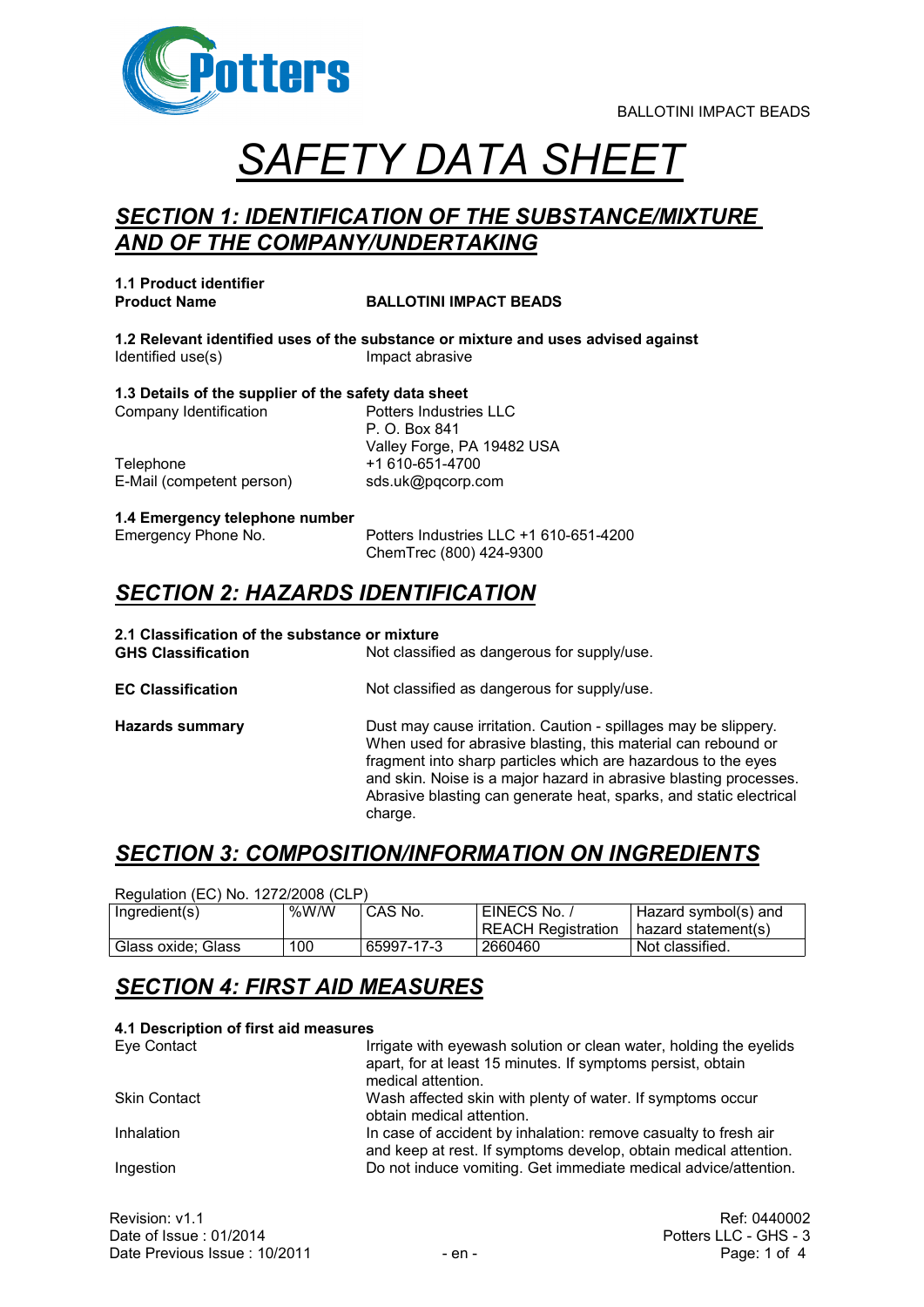# SAFETY DATA SHEET

## SECTION 1: IDENTIFICATION OF THE SUBSTANCE/MIXTURE AND OF THE COMPANY/UNDERTAKING

**1.1 Product identifier**

**Product Name** **BALLOTINI IMPACT BEADS**

**1.2 Relevant identified uses of the substance or mixture and uses advised against**

Identified use(s) Impact abrasive

**1.3 Details of the supplier of the safety data sheet**

Company Identification Potters Industries LLC
P. O. Box 841
Valley Forge, PA 19482 USA

Telephone +1 610-651-4700

E-Mail (competent person) sds.uk@pqcorp.com

**1.4 Emergency telephone number**

Emergency Phone No. Potters Industries LLC +1 610-651-4200
ChemTrec (800) 424-9300

## SECTION 2: HAZARDS IDENTIFICATION

**2.1 Classification of the substance or mixture**

**GHS Classification** Not classified as dangerous for supply/use.

**EC Classification** Not classified as dangerous for supply/use.

**Hazards summary** Dust may cause irritation. Caution - spillages may be slippery. When used for abrasive blasting, this material can rebound or fragment into sharp particles which are hazardous to the eyes and skin. Noise is a major hazard in abrasive blasting processes. Abrasive blasting can generate heat, sparks, and static electrical charge.

## SECTION 3: COMPOSITION/INFORMATION ON INGREDIENTS

Regulation (EC) No. 1272/2008 (CLP)

| Ingredient(s) | %W/W | CAS No. | EINECS No. / REACH Registration | Hazard symbol(s) and hazard statement(s) |
|---|---|---|---|---|
| Glass oxide; Glass | 100 | 65997-17-3 | 2660460 | Not classified. |

## SECTION 4: FIRST AID MEASURES

**4.1 Description of first aid measures**

Eye Contact Irrigate with eyewash solution or clean water, holding the eyelids apart, for at least 15 minutes. If symptoms persist, obtain medical attention.

Skin Contact Wash affected skin with plenty of water. If symptoms occur obtain medical attention.

Inhalation In case of accident by inhalation: remove casualty to fresh air and keep at rest. If symptoms develop, obtain medical attention.

Ingestion Do not induce vomiting. Get immediate medical advice/attention.

Revision: v1.1
Date of Issue : 01/2014
Date Previous Issue : 10/2011

Ref: 0440002
Potters LLC - GHS - 3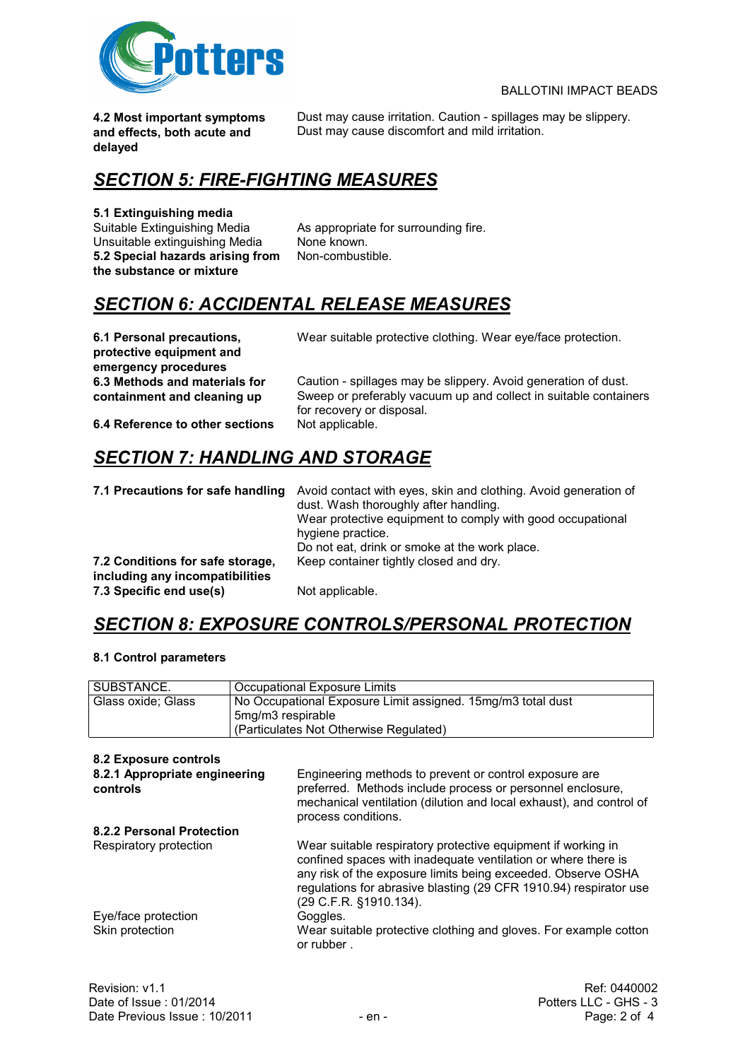**4.2 Most important symptoms and effects, both acute and delayed**

Dust may cause irritation. Caution - spillages may be slippery. Dust may cause discomfort and mild irritation.

## SECTION 5: FIRE-FIGHTING MEASURES

**5.1 Extinguishing media**

Suitable Extinguishing Media: As appropriate for surrounding fire.

Unsuitable extinguishing Media: None known.

**5.2 Special hazards arising from the substance or mixture**: Non-combustible.

## SECTION 6: ACCIDENTAL RELEASE MEASURES

**6.1 Personal precautions, protective equipment and emergency procedures**

Wear suitable protective clothing. Wear eye/face protection.

**6.3 Methods and materials for containment and cleaning up**

Caution - spillages may be slippery. Avoid generation of dust. Sweep or preferably vacuum up and collect in suitable containers for recovery or disposal.

**6.4 Reference to other sections**

Not applicable.

## SECTION 7: HANDLING AND STORAGE

**7.1 Precautions for safe handling**

Avoid contact with eyes, skin and clothing. Avoid generation of dust. Wash thoroughly after handling.
Wear protective equipment to comply with good occupational hygiene practice.
Do not eat, drink or smoke at the work place.

**7.2 Conditions for safe storage, including any incompatibilities**

Keep container tightly closed and dry.

**7.3 Specific end use(s)**

Not applicable.

## SECTION 8: EXPOSURE CONTROLS/PERSONAL PROTECTION

**8.1 Control parameters**

| SUBSTANCE. | Occupational Exposure Limits |
|---|---|
| Glass oxide; Glass | No Occupational Exposure Limit assigned. 15mg/m3 total dust<br>5mg/m3 respirable<br>(Particulates Not Otherwise Regulated) |

**8.2 Exposure controls**

**8.2.1 Appropriate engineering controls**

Engineering methods to prevent or control exposure are preferred. Methods include process or personnel enclosure, mechanical ventilation (dilution and local exhaust), and control of process conditions.

**8.2.2 Personal Protection**

Respiratory protection: Wear suitable respiratory protective equipment if working in confined spaces with inadequate ventilation or where there is any risk of the exposure limits being exceeded. Observe OSHA regulations for abrasive blasting (29 CFR 1910.94) respirator use (29 C.F.R. §1910.134).

Eye/face protection: Goggles.

Skin protection: Wear suitable protective clothing and gloves. For example cotton or rubber .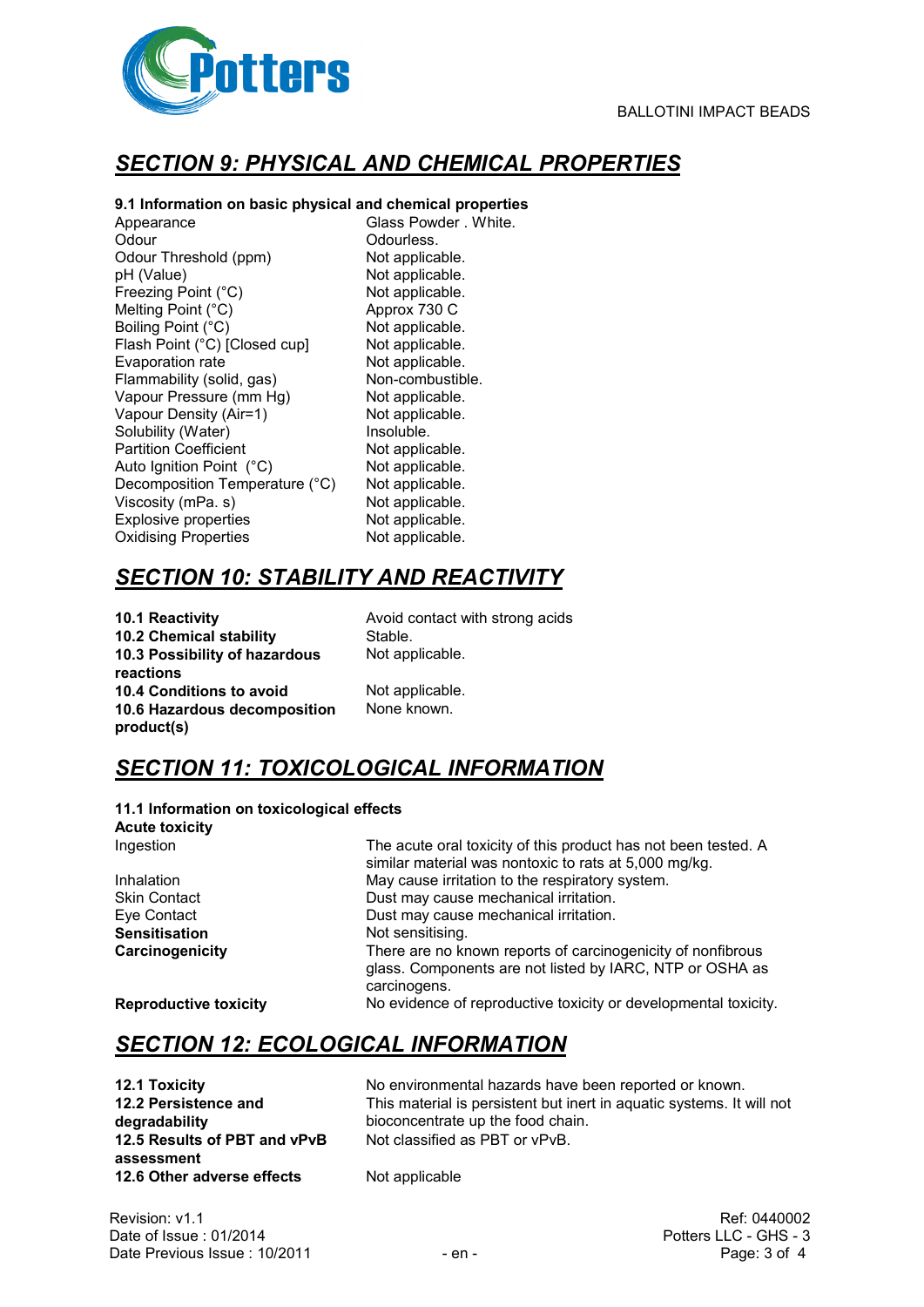## SECTION 9: PHYSICAL AND CHEMICAL PROPERTIES

**9.1 Information on basic physical and chemical properties**

| Property | Value |
|---|---|
| Appearance | Glass Powder . White. |
| Odour | Odourless. |
| Odour Threshold (ppm) | Not applicable. |
| pH (Value) | Not applicable. |
| Freezing Point (°C) | Not applicable. |
| Melting Point (°C) | Approx 730 C |
| Boiling Point (°C) | Not applicable. |
| Flash Point (°C) [Closed cup] | Not applicable. |
| Evaporation rate | Not applicable. |
| Flammability (solid, gas) | Non-combustible. |
| Vapour Pressure (mm Hg) | Not applicable. |
| Vapour Density (Air=1) | Not applicable. |
| Solubility (Water) | Insoluble. |
| Partition Coefficient | Not applicable. |
| Auto Ignition Point (°C) | Not applicable. |
| Decomposition Temperature (°C) | Not applicable. |
| Viscosity (mPa. s) | Not applicable. |
| Explosive properties | Not applicable. |
| Oxidising Properties | Not applicable. |

## SECTION 10: STABILITY AND REACTIVITY

| | |
|---|---|
| **10.1 Reactivity** | Avoid contact with strong acids |
| **10.2 Chemical stability** | Stable. |
| **10.3 Possibility of hazardous reactions** | Not applicable. |
| **10.4 Conditions to avoid** | Not applicable. |
| **10.6 Hazardous decomposition product(s)** | None known. |

## SECTION 11: TOXICOLOGICAL INFORMATION

**11.1 Information on toxicological effects**

**Acute toxicity**

| | |
|---|---|
| Ingestion | The acute oral toxicity of this product has not been tested. A similar material was nontoxic to rats at 5,000 mg/kg. |
| Inhalation | May cause irritation to the respiratory system. |
| Skin Contact | Dust may cause mechanical irritation. |
| Eye Contact | Dust may cause mechanical irritation. |
| **Sensitisation** | Not sensitising. |
| **Carcinogenicity** | There are no known reports of carcinogenicity of nonfibrous glass. Components are not listed by IARC, NTP or OSHA as carcinogens. |
| **Reproductive toxicity** | No evidence of reproductive toxicity or developmental toxicity. |

## SECTION 12: ECOLOGICAL INFORMATION

| | |
|---|---|
| **12.1 Toxicity** | No environmental hazards have been reported or known. |
| **12.2 Persistence and degradability** | This material is persistent but inert in aquatic systems. It will not bioconcentrate up the food chain. |
| **12.5 Results of PBT and vPvB assessment** | Not classified as PBT or vPvB. |
| **12.6 Other adverse effects** | Not applicable |

Revision: v1.1
Date of Issue : 01/2014
Date Previous Issue : 10/2011

Ref: 0440002
Potters LLC - GHS - 3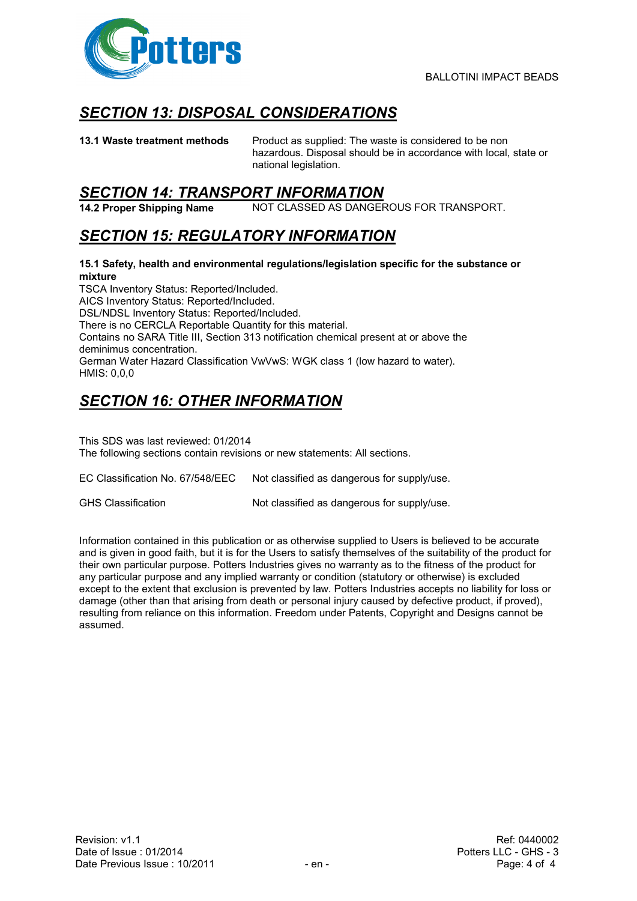## SECTION 13: DISPOSAL CONSIDERATIONS

**13.1 Waste treatment methods** — Product as supplied: The waste is considered to be non hazardous. Disposal should be in accordance with local, state or national legislation.

## SECTION 14: TRANSPORT INFORMATION

**14.2 Proper Shipping Name** — NOT CLASSED AS DANGEROUS FOR TRANSPORT.

## SECTION 15: REGULATORY INFORMATION

**15.1 Safety, health and environmental regulations/legislation specific for the substance or mixture**

TSCA Inventory Status: Reported/Included.
AICS Inventory Status: Reported/Included.
DSL/NDSL Inventory Status: Reported/Included.
There is no CERCLA Reportable Quantity for this material.
Contains no SARA Title III, Section 313 notification chemical present at or above the deminimus concentration.
German Water Hazard Classification VwVwS: WGK class 1 (low hazard to water).
HMIS: 0,0,0

## SECTION 16: OTHER INFORMATION

This SDS was last reviewed: 01/2014
The following sections contain revisions or new statements: All sections.

| | |
|---|---|
| EC Classification No. 67/548/EEC | Not classified as dangerous for supply/use. |
| GHS Classification | Not classified as dangerous for supply/use. |

Information contained in this publication or as otherwise supplied to Users is believed to be accurate and is given in good faith, but it is for the Users to satisfy themselves of the suitability of the product for their own particular purpose. Potters Industries gives no warranty as to the fitness of the product for any particular purpose and any implied warranty or condition (statutory or otherwise) is excluded except to the extent that exclusion is prevented by law. Potters Industries accepts no liability for loss or damage (other than that arising from death or personal injury caused by defective product, if proved), resulting from reliance on this information. Freedom under Patents, Copyright and Designs cannot be assumed.